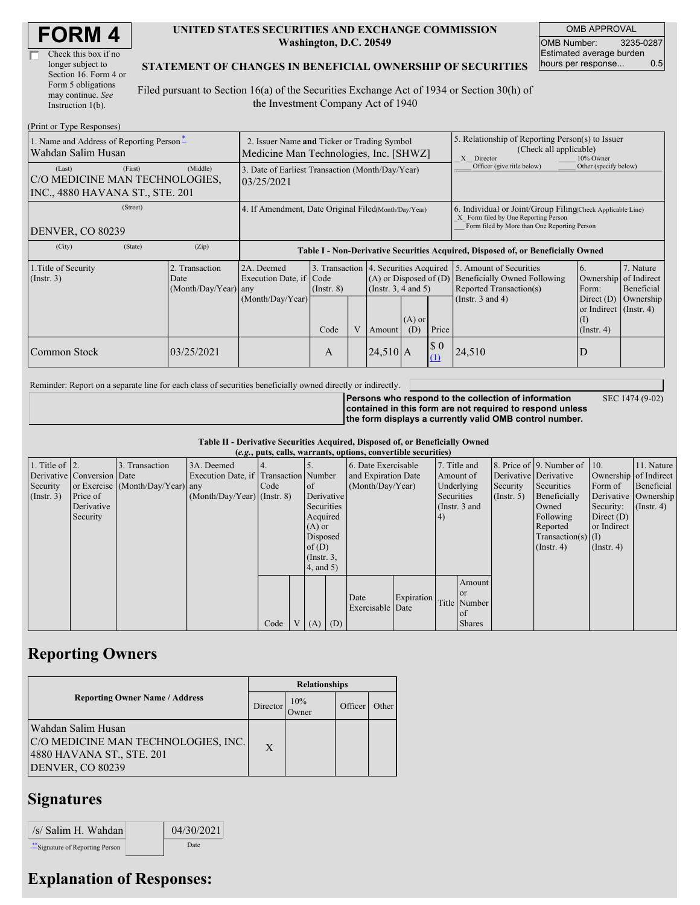# FORM 4

☐ Check this box if no longer subject to Section 16. Form 4 or Form 5 obligations may continue. *See* Instruction 1(b).

**UNITED STATES SECURITIES AND EXCHANGE COMMISSION**
**Washington, D.C. 20549**

**STATEMENT OF CHANGES IN BENEFICIAL OWNERSHIP OF SECURITIES**

Filed pursuant to Section 16(a) of the Securities Exchange Act of 1934 or Section 30(h) of the Investment Company Act of 1940

| OMB APPROVAL | |
|---|---|
| OMB Number: | 3235-0287 |
| Estimated average burden hours per response... | 0.5 |

(Print or Type Responses)

| 1. Name and Address of Reporting Person* | 2. Issuer Name and Ticker or Trading Symbol | 5. Relationship of Reporting Person(s) to Issuer (Check all applicable) |
|---|---|---|
| Wahdan Salim Husan | Medicine Man Technologies, Inc. [SHWZ] | _X_ Director ___ 10% Owner ___ Officer (give title below) ___ Other (specify below) |
| (Last) (First) (Middle) C/O MEDICINE MAN TECHNOLOGIES, INC., 4880 HAVANA ST., STE. 201 | 3. Date of Earliest Transaction (Month/Day/Year) 03/25/2021 | |
| (Street) DENVER, CO 80239 | 4. If Amendment, Date Original Filed (Month/Day/Year) | 6. Individual or Joint/Group Filing (Check Applicable Line) _X_ Form filed by One Reporting Person ___ Form filed by More than One Reporting Person |
| (City) (State) (Zip) | | |

**Table I - Non-Derivative Securities Acquired, Disposed of, or Beneficially Owned**

| 1.Title of Security (Instr. 3) | 2. Transaction Date (Month/Day/Year) | 2A. Deemed Execution Date, if any (Month/Day/Year) | 3. Transaction Code (Instr. 8) | | 4. Securities Acquired (A) or Disposed of (D) (Instr. 3, 4 and 5) | | | 5. Amount of Securities Beneficially Owned Following Reported Transaction(s) (Instr. 3 and 4) | 6. Ownership Form: Direct (D) or Indirect (I) (Instr. 4) | 7. Nature of Indirect Beneficial Ownership (Instr. 4) |
|---|---|---|---|---|---|---|---|---|---|---|
| | | | Code | V | Amount | (A) or (D) | Price | | | |
| Common Stock | 03/25/2021 | | A | | 24,510 | A | $ 0 (1) | 24,510 | D | |

Reminder: Report on a separate line for each class of securities beneficially owned directly or indirectly.

**Persons who respond to the collection of information contained in this form are not required to respond unless the form displays a currently valid OMB control number.** SEC 1474 (9-02)

**Table II - Derivative Securities Acquired, Disposed of, or Beneficially Owned**
**(*e.g.*, puts, calls, warrants, options, convertible securities)**

| 1. Title of Derivative Security (Instr. 3) | 2. Conversion or Exercise Price of Derivative Security | 3. Transaction Date (Month/Day/Year) | 3A. Deemed Execution Date, if any (Month/Day/Year) | 4. Transaction Code (Instr. 8) | | 5. Number of Derivative Securities Acquired (A) or Disposed of (D) (Instr. 3, 4, and 5) | | 6. Date Exercisable and Expiration Date (Month/Day/Year) | | 7. Title and Amount of Underlying Securities (Instr. 3 and 4) | | 8. Price of Derivative Security (Instr. 5) | 9. Number of Derivative Securities Beneficially Owned Following Reported Transaction(s) (Instr. 4) | 10. Ownership Form of Derivative Security: Direct (D) or Indirect (I) (Instr. 4) | 11. Nature of Indirect Beneficial Ownership (Instr. 4) |
|---|---|---|---|---|---|---|---|---|---|---|---|---|---|---|---|
| | | | | Code | V | (A) | (D) | Date Exercisable | Expiration Date | Title | Amount or Number of Shares | | | | |

## Reporting Owners

| Reporting Owner Name / Address | Relationships | | | |
|---|---|---|---|---|
| | Director | 10% Owner | Officer | Other |
| Wahdan Salim Husan C/O MEDICINE MAN TECHNOLOGIES, INC. 4880 HAVANA ST., STE. 201 DENVER, CO 80239 | X | | | |

## Signatures

| /s/ Salim H. Wahdan | 04/30/2021 |
|---|---|
| **Signature of Reporting Person | Date |

## Explanation of Responses: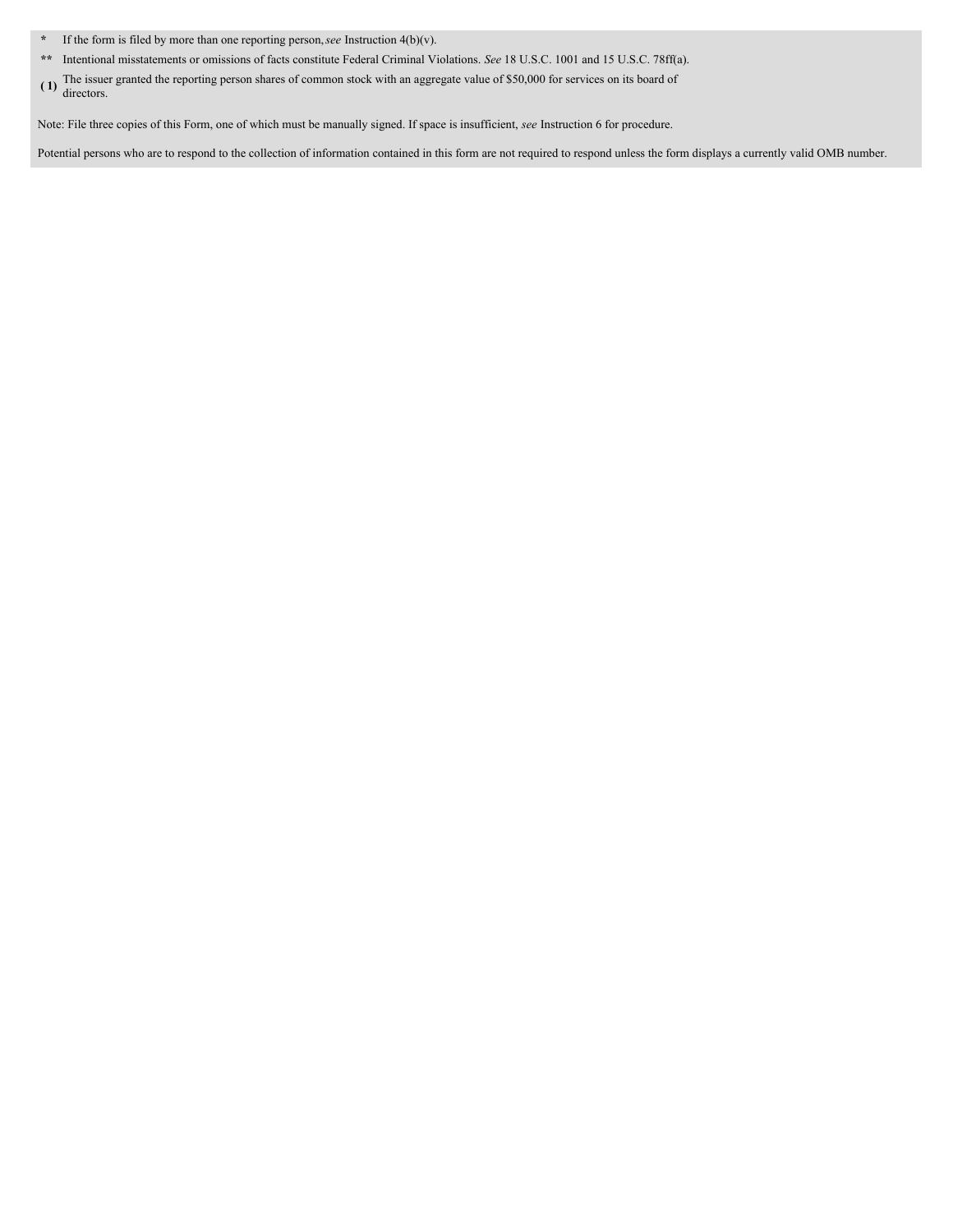\* If the form is filed by more than one reporting person, *see* Instruction 4(b)(v).

\*\* Intentional misstatements or omissions of facts constitute Federal Criminal Violations. *See* 18 U.S.C. 1001 and 15 U.S.C. 78ff(a).

(1) The issuer granted the reporting person shares of common stock with an aggregate value of $50,000 for services on its board of directors.

Note: File three copies of this Form, one of which must be manually signed. If space is insufficient, *see* Instruction 6 for procedure.

Potential persons who are to respond to the collection of information contained in this form are not required to respond unless the form displays a currently valid OMB number.